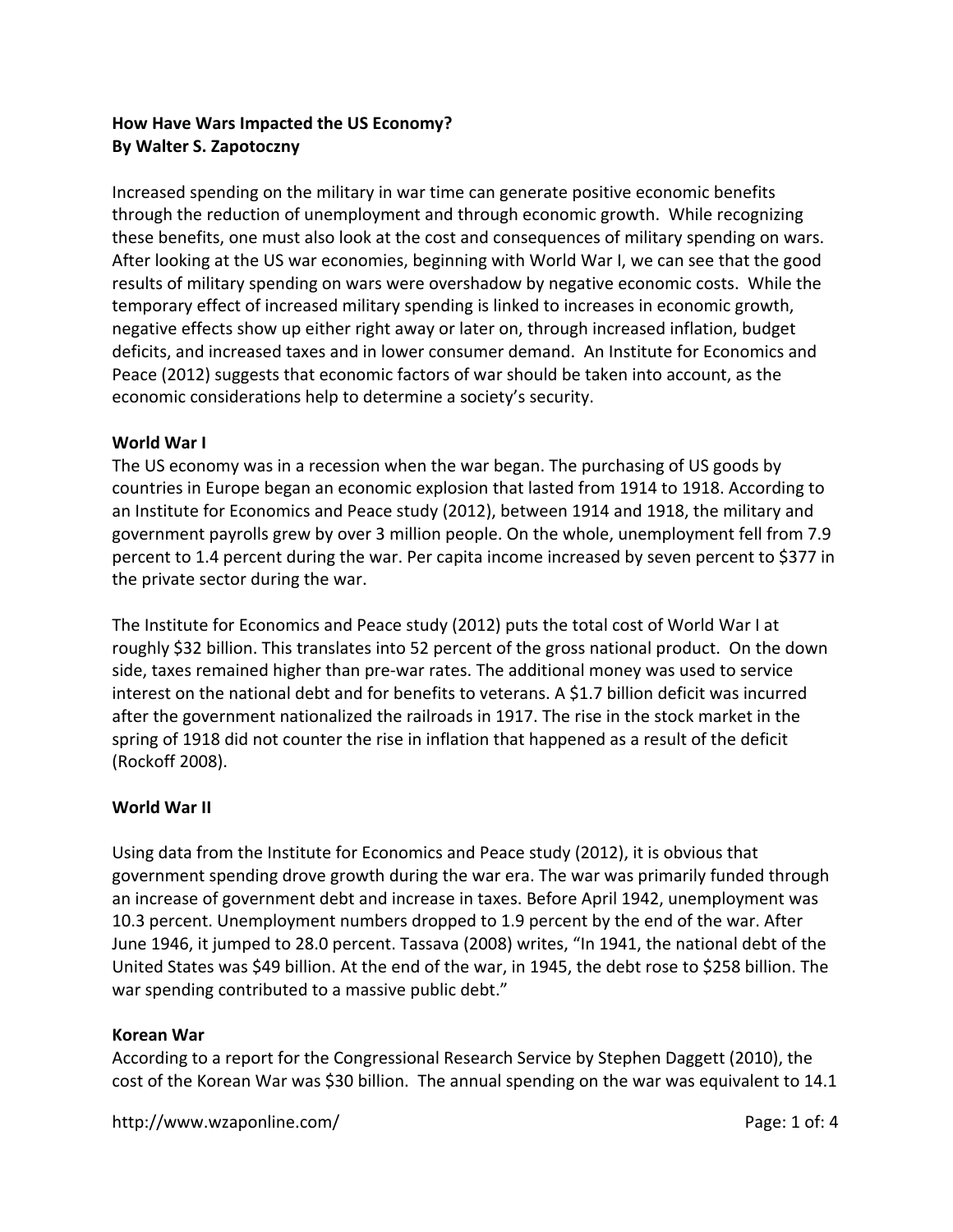**How Have Wars Impacted the US Economy?**
**By Walter S. Zapotoczny**

Increased spending on the military in war time can generate positive economic benefits through the reduction of unemployment and through economic growth. While recognizing these benefits, one must also look at the cost and consequences of military spending on wars. After looking at the US war economies, beginning with World War I, we can see that the good results of military spending on wars were overshadow by negative economic costs. While the temporary effect of increased military spending is linked to increases in economic growth, negative effects show up either right away or later on, through increased inflation, budget deficits, and increased taxes and in lower consumer demand. An Institute for Economics and Peace (2012) suggests that economic factors of war should be taken into account, as the economic considerations help to determine a society's security.

## World War I

The US economy was in a recession when the war began. The purchasing of US goods by countries in Europe began an economic explosion that lasted from 1914 to 1918. According to an Institute for Economics and Peace study (2012), between 1914 and 1918, the military and government payrolls grew by over 3 million people. On the whole, unemployment fell from 7.9 percent to 1.4 percent during the war. Per capita income increased by seven percent to $377 in the private sector during the war.

The Institute for Economics and Peace study (2012) puts the total cost of World War I at roughly $32 billion. This translates into 52 percent of the gross national product. On the down side, taxes remained higher than pre-war rates. The additional money was used to service interest on the national debt and for benefits to veterans. A $1.7 billion deficit was incurred after the government nationalized the railroads in 1917. The rise in the stock market in the spring of 1918 did not counter the rise in inflation that happened as a result of the deficit (Rockoff 2008).

## World War II

Using data from the Institute for Economics and Peace study (2012), it is obvious that government spending drove growth during the war era. The war was primarily funded through an increase of government debt and increase in taxes. Before April 1942, unemployment was 10.3 percent. Unemployment numbers dropped to 1.9 percent by the end of the war. After June 1946, it jumped to 28.0 percent. Tassava (2008) writes, "In 1941, the national debt of the United States was $49 billion. At the end of the war, in 1945, the debt rose to $258 billion. The war spending contributed to a massive public debt."

## Korean War

According to a report for the Congressional Research Service by Stephen Daggett (2010), the cost of the Korean War was $30 billion. The annual spending on the war was equivalent to 14.1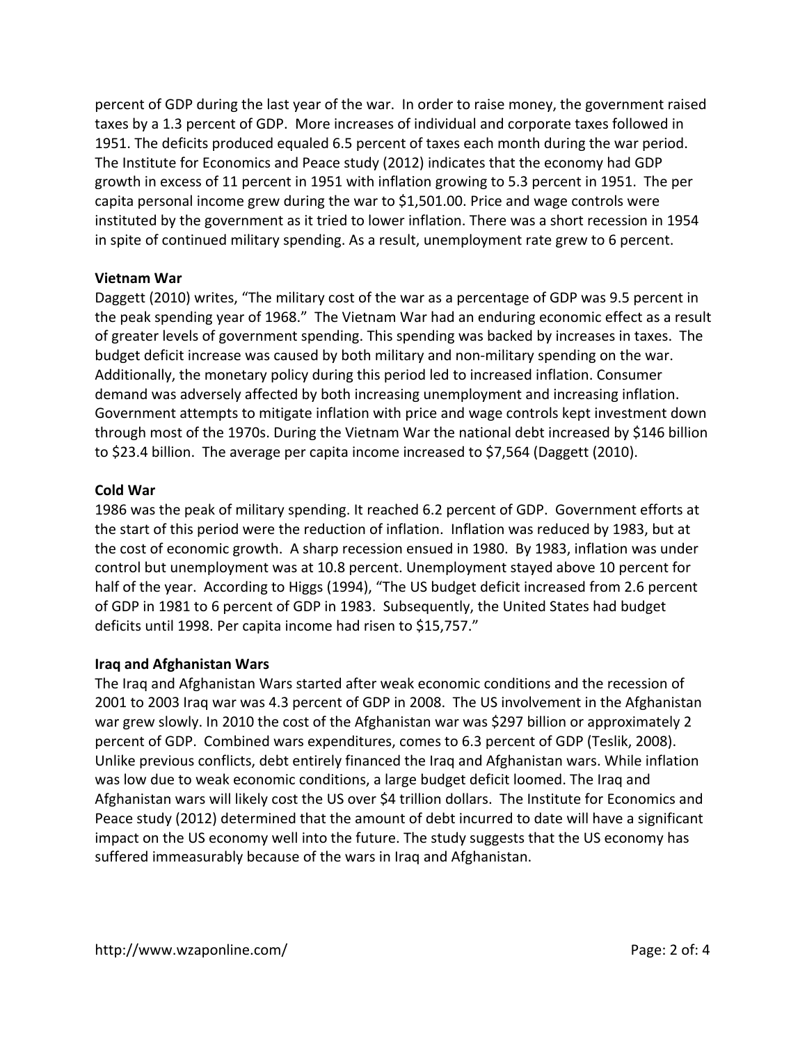percent of GDP during the last year of the war. In order to raise money, the government raised taxes by a 1.3 percent of GDP. More increases of individual and corporate taxes followed in 1951. The deficits produced equaled 6.5 percent of taxes each month during the war period. The Institute for Economics and Peace study (2012) indicates that the economy had GDP growth in excess of 11 percent in 1951 with inflation growing to 5.3 percent in 1951. The per capita personal income grew during the war to $1,501.00. Price and wage controls were instituted by the government as it tried to lower inflation. There was a short recession in 1954 in spite of continued military spending. As a result, unemployment rate grew to 6 percent.

**Vietnam War**

Daggett (2010) writes, "The military cost of the war as a percentage of GDP was 9.5 percent in the peak spending year of 1968." The Vietnam War had an enduring economic effect as a result of greater levels of government spending. This spending was backed by increases in taxes. The budget deficit increase was caused by both military and non-military spending on the war. Additionally, the monetary policy during this period led to increased inflation. Consumer demand was adversely affected by both increasing unemployment and increasing inflation. Government attempts to mitigate inflation with price and wage controls kept investment down through most of the 1970s. During the Vietnam War the national debt increased by $146 billion to $23.4 billion. The average per capita income increased to $7,564 (Daggett (2010).

**Cold War**

1986 was the peak of military spending. It reached 6.2 percent of GDP. Government efforts at the start of this period were the reduction of inflation. Inflation was reduced by 1983, but at the cost of economic growth. A sharp recession ensued in 1980. By 1983, inflation was under control but unemployment was at 10.8 percent. Unemployment stayed above 10 percent for half of the year. According to Higgs (1994), "The US budget deficit increased from 2.6 percent of GDP in 1981 to 6 percent of GDP in 1983. Subsequently, the United States had budget deficits until 1998. Per capita income had risen to $15,757."

**Iraq and Afghanistan Wars**

The Iraq and Afghanistan Wars started after weak economic conditions and the recession of 2001 to 2003 Iraq war was 4.3 percent of GDP in 2008. The US involvement in the Afghanistan war grew slowly. In 2010 the cost of the Afghanistan war was $297 billion or approximately 2 percent of GDP. Combined wars expenditures, comes to 6.3 percent of GDP (Teslik, 2008). Unlike previous conflicts, debt entirely financed the Iraq and Afghanistan wars. While inflation was low due to weak economic conditions, a large budget deficit loomed. The Iraq and Afghanistan wars will likely cost the US over $4 trillion dollars. The Institute for Economics and Peace study (2012) determined that the amount of debt incurred to date will have a significant impact on the US economy well into the future. The study suggests that the US economy has suffered immeasurably because of the wars in Iraq and Afghanistan.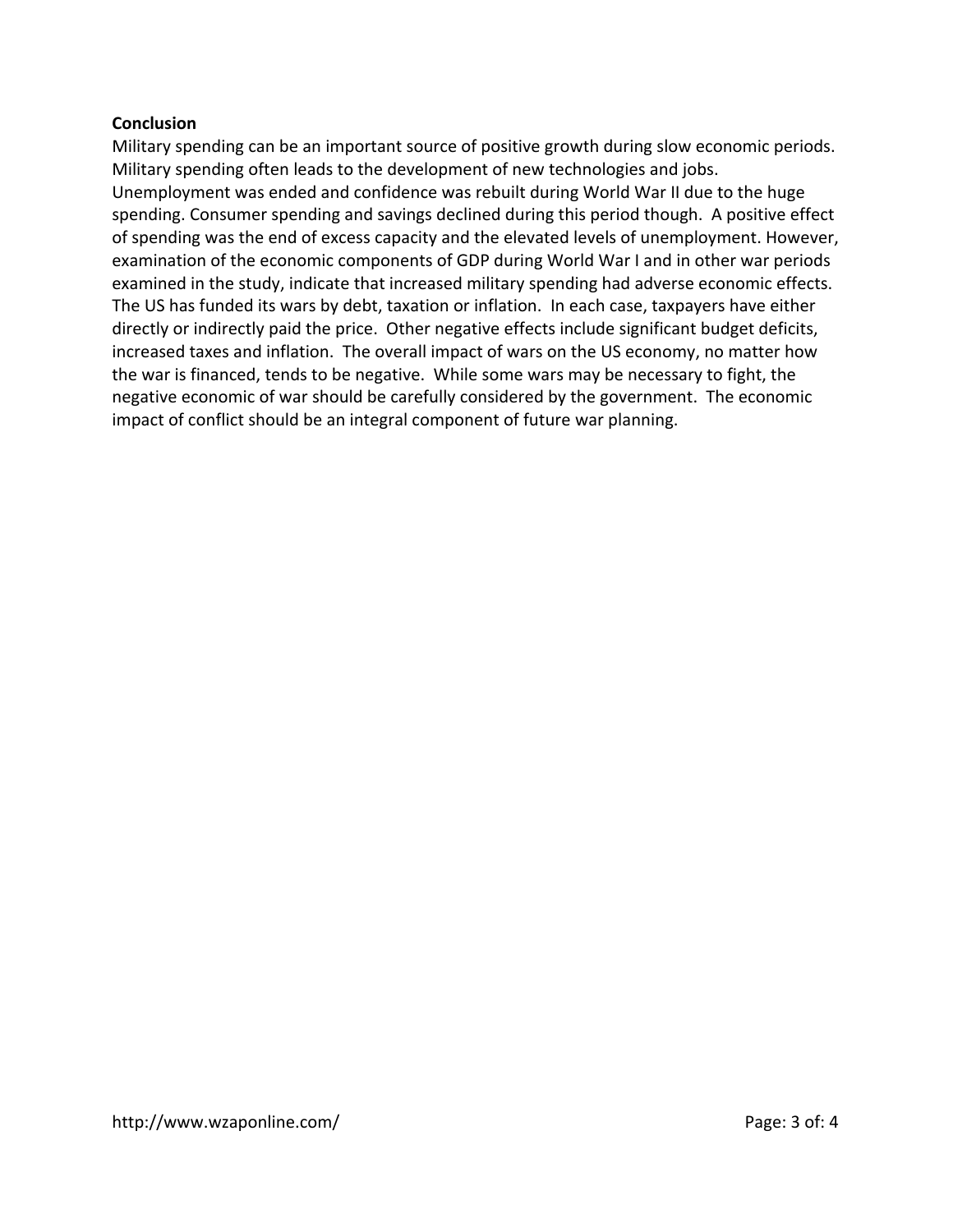**Conclusion**

Military spending can be an important source of positive growth during slow economic periods. Military spending often leads to the development of new technologies and jobs. Unemployment was ended and confidence was rebuilt during World War II due to the huge spending. Consumer spending and savings declined during this period though. A positive effect of spending was the end of excess capacity and the elevated levels of unemployment. However, examination of the economic components of GDP during World War I and in other war periods examined in the study, indicate that increased military spending had adverse economic effects. The US has funded its wars by debt, taxation or inflation. In each case, taxpayers have either directly or indirectly paid the price. Other negative effects include significant budget deficits, increased taxes and inflation. The overall impact of wars on the US economy, no matter how the war is financed, tends to be negative. While some wars may be necessary to fight, the negative economic of war should be carefully considered by the government. The economic impact of conflict should be an integral component of future war planning.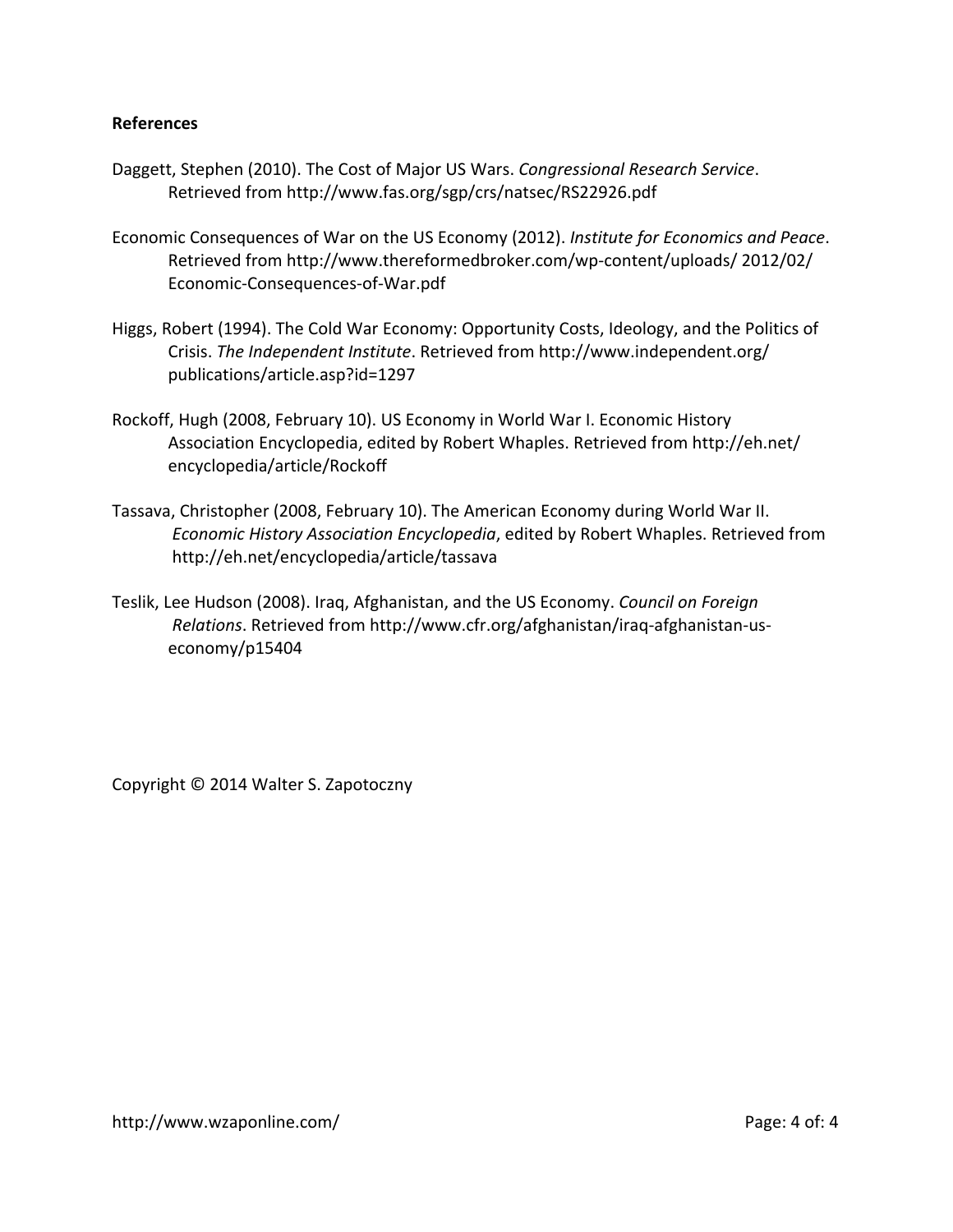**References**

Daggett, Stephen (2010). The Cost of Major US Wars. *Congressional Research Service*. Retrieved from http://www.fas.org/sgp/crs/natsec/RS22926.pdf

Economic Consequences of War on the US Economy (2012). *Institute for Economics and Peace*. Retrieved from http://www.thereformedbroker.com/wp-content/uploads/ 2012/02/ Economic-Consequences-of-War.pdf

Higgs, Robert (1994). The Cold War Economy: Opportunity Costs, Ideology, and the Politics of Crisis. *The Independent Institute*. Retrieved from http://www.independent.org/ publications/article.asp?id=1297

Rockoff, Hugh (2008, February 10). US Economy in World War I. Economic History Association Encyclopedia, edited by Robert Whaples. Retrieved from http://eh.net/ encyclopedia/article/Rockoff

Tassava, Christopher (2008, February 10). The American Economy during World War II. *Economic History Association Encyclopedia*, edited by Robert Whaples. Retrieved from http://eh.net/encyclopedia/article/tassava

Teslik, Lee Hudson (2008). Iraq, Afghanistan, and the US Economy. *Council on Foreign Relations*. Retrieved from http://www.cfr.org/afghanistan/iraq-afghanistan-us-economy/p15404

Copyright © 2014 Walter S. Zapotoczny

http://www.wzaponline.com/